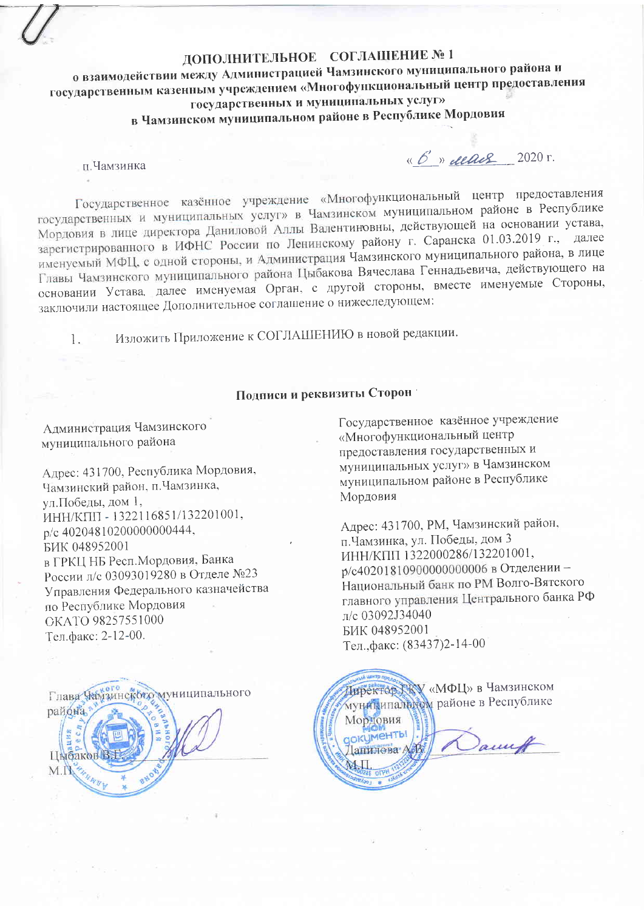# ДОПОЛНИТЕЛЬНОЕ СОГЛАШЕНИЕ № 1

## о взаимодействии между Администрацией Чамзинского муниципального района и государственным казенным учреждением «Многофункциональный центр предоставления государственных и муниципальных услуг» в Чамзинском муниципальном районе в Республике Мордовия

п.Чамзинка «6» мая 2020 г.

Государственное казённое учреждение «Многофункциональный центр предоставления государственных и муниципальных услуг» в Чамзинском муниципальном районе в Республике Мордовия в лице директора Даниловой Аллы Валентиновны, действующей на основании устава, зарегистрированного в ИФНС России по Ленинскому району г. Саранска 01.03.2019 г., далее именуемый МФЦ, с одной стороны, и Администрация Чамзинского муниципального района, в лице Главы Чамзинского муниципального района Цыбакова Вячеслава Геннадьевича, действующего на основании Устава, далее именуемая Орган, с другой стороны, вместе именуемые Стороны, заключили настоящее Дополнительное соглашение о нижеследующем:

1. Изложить Приложение к СОГЛАШЕНИЮ в новой редакции.

### Подписи и реквизиты Сторон

Администрация Чамзинского муниципального района

Адрес: 431700, Республика Мордовия, Чамзинский район, п.Чамзинка, ул.Победы, дом 1,
ИНН/КПП - 1322116851/132201001,
р/с 40204810200000000444,
БИК 048952001
в ГРКЦ НБ Респ.Мордовия, Банка России л/с 03093019280 в Отделе №23 Управления Федерального казначейства по Республике Мордовия
ОКАТО 98257551000
Тел.факс: 2-12-00.

Глава Чамзинского муниципального района

Цыбаков В.Г. \_\_\_\_\_\_\_\_\_\_
М.П.

Государственное казённое учреждение «Многофункциональный центр предоставления государственных и муниципальных услуг» в Чамзинском муниципальном районе в Республике Мордовия

Адрес: 431700, РМ, Чамзинский район, п.Чамзинка, ул. Победы, дом 3
ИНН/КПП 1322000286/132201001,
р/с40201810900000000006 в Отделении – Национальный банк по РМ Волго-Вятского главного управления Центрального банка РФ
л/с 03092J34040
БИК 048952001
Тел.,факс: (83437)2-14-00

Директор ГКУ «МФЦ» в Чамзинском муниципальном районе в Республике Мордовия

Данилова А.В. \_\_\_\_\_\_\_\_\_\_
М.П.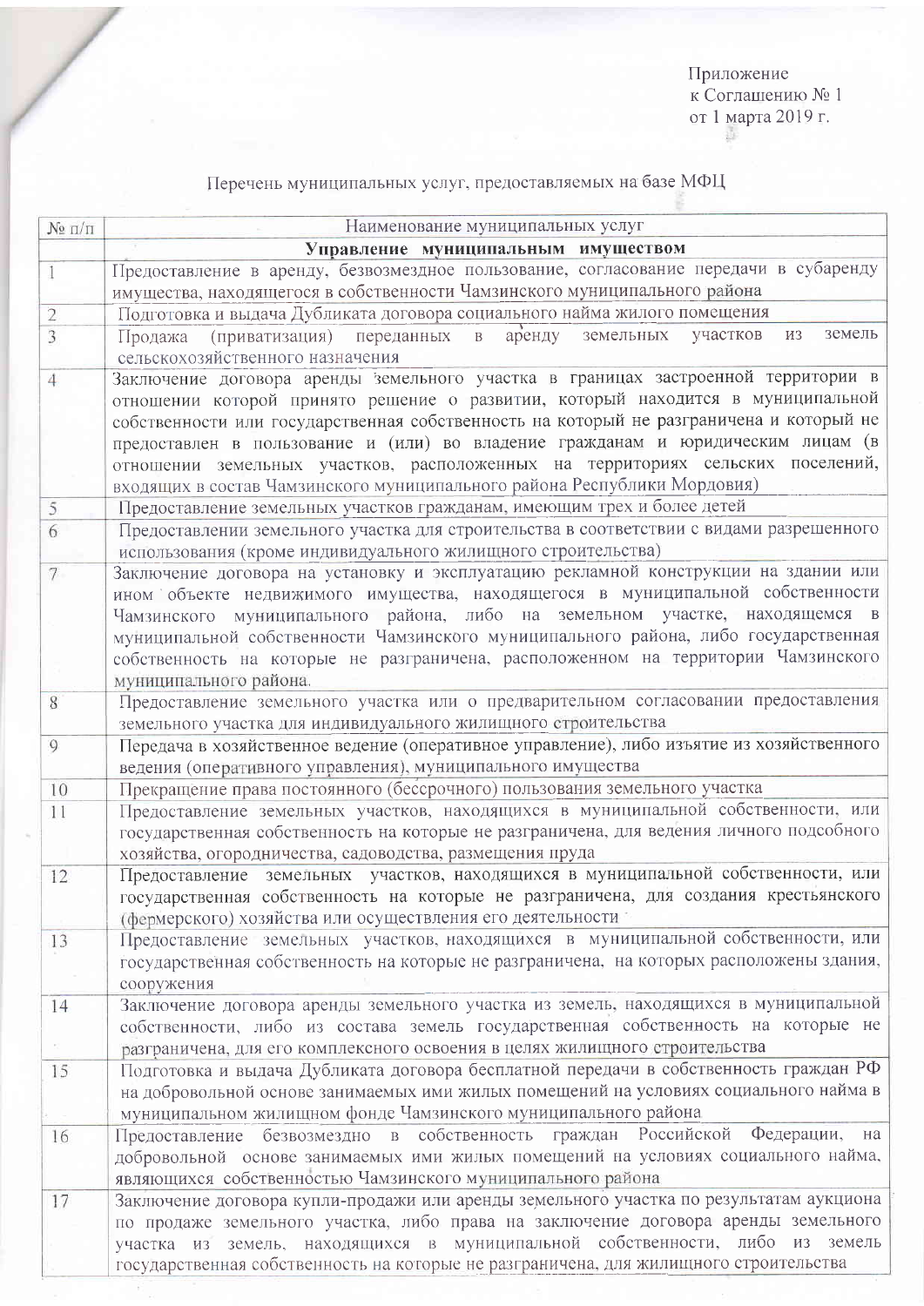Приложение
к Соглашению № 1
от 1 марта 2019 г.

Перечень муниципальных услуг, предоставляемых на базе МФЦ

| № п/п | Наименование муниципальных услуг |
|---|---|
| | **Управление муниципальным имуществом** |
| 1 | Предоставление в аренду, безвозмездное пользование, согласование передачи в субаренду имущества, находящегося в собственности Чамзинского муниципального района |
| 2 | Подготовка и выдача Дубликата договора социального найма жилого помещения |
| 3 | Продажа (приватизация) переданных в аренду земельных участков из земель сельскохозяйственного назначения |
| 4 | Заключение договора аренды земельного участка в границах застроенной территории в отношении которой принято решение о развитии, который находится в муниципальной собственности или государственная собственность на который не разграничена и который не предоставлен в пользование и (или) во владение гражданам и юридическим лицам (в отношении земельных участков, расположенных на территориях сельских поселений, входящих в состав Чамзинского муниципального района Республики Мордовия) |
| 5 | Предоставление земельных участков гражданам, имеющим трех и более детей |
| 6 | Предоставлении земельного участка для строительства в соответствии с видами разрешенного использования (кроме индивидуального жилищного строительства) |
| 7 | Заключение договора на установку и эксплуатацию рекламной конструкции на здании или ином объекте недвижимого имущества, находящегося в муниципальной собственности Чамзинского муниципального района, либо на земельном участке, находящемся в муниципальной собственности Чамзинского муниципального района, либо государственная собственность на которые не разграничена, расположенном на территории Чамзинского муниципального района. |
| 8 | Предоставление земельного участка или о предварительном согласовании предоставления земельного участка для индивидуального жилищного строительства |
| 9 | Передача в хозяйственное ведение (оперативное управление), либо изъятие из хозяйственного ведения (оперативного управления), муниципального имущества |
| 10 | Прекращение права постоянного (бессрочного) пользования земельного участка |
| 11 | Предоставление земельных участков, находящихся в муниципальной собственности, или государственная собственность на которые не разграничена, для ведения личного подсобного хозяйства, огородничества, садоводства, размещения пруда |
| 12 | Предоставление земельных участков, находящихся в муниципальной собственности, или государственная собственность на которые не разграничена, для создания крестьянского (фермерского) хозяйства или осуществления его деятельности |
| 13 | Предоставление земельных участков, находящихся в муниципальной собственности, или государственная собственность на которые не разграничена, на которых расположены здания, сооружения |
| 14 | Заключение договора аренды земельного участка из земель, находящихся в муниципальной собственности, либо из состава земель государственная собственность на которые не разграничена, для его комплексного освоения в целях жилищного строительства |
| 15 | Подготовка и выдача Дубликата договора бесплатной передачи в собственность граждан РФ на добровольной основе занимаемых ими жилых помещений на условиях социального найма в муниципальном жилищном фонде Чамзинского муниципального района |
| 16 | Предоставление безвозмездно в собственность граждан Российской Федерации, на добровольной основе занимаемых ими жилых помещений на условиях социального найма, являющихся собственностью Чамзинского муниципального района |
| 17 | Заключение договора купли-продажи или аренды земельного участка по результатам аукциона по продаже земельного участка, либо права на заключение договора аренды земельного участка из земель, находящихся в муниципальной собственности, либо из земель государственная собственность на которые не разграничена, для жилищного строительства |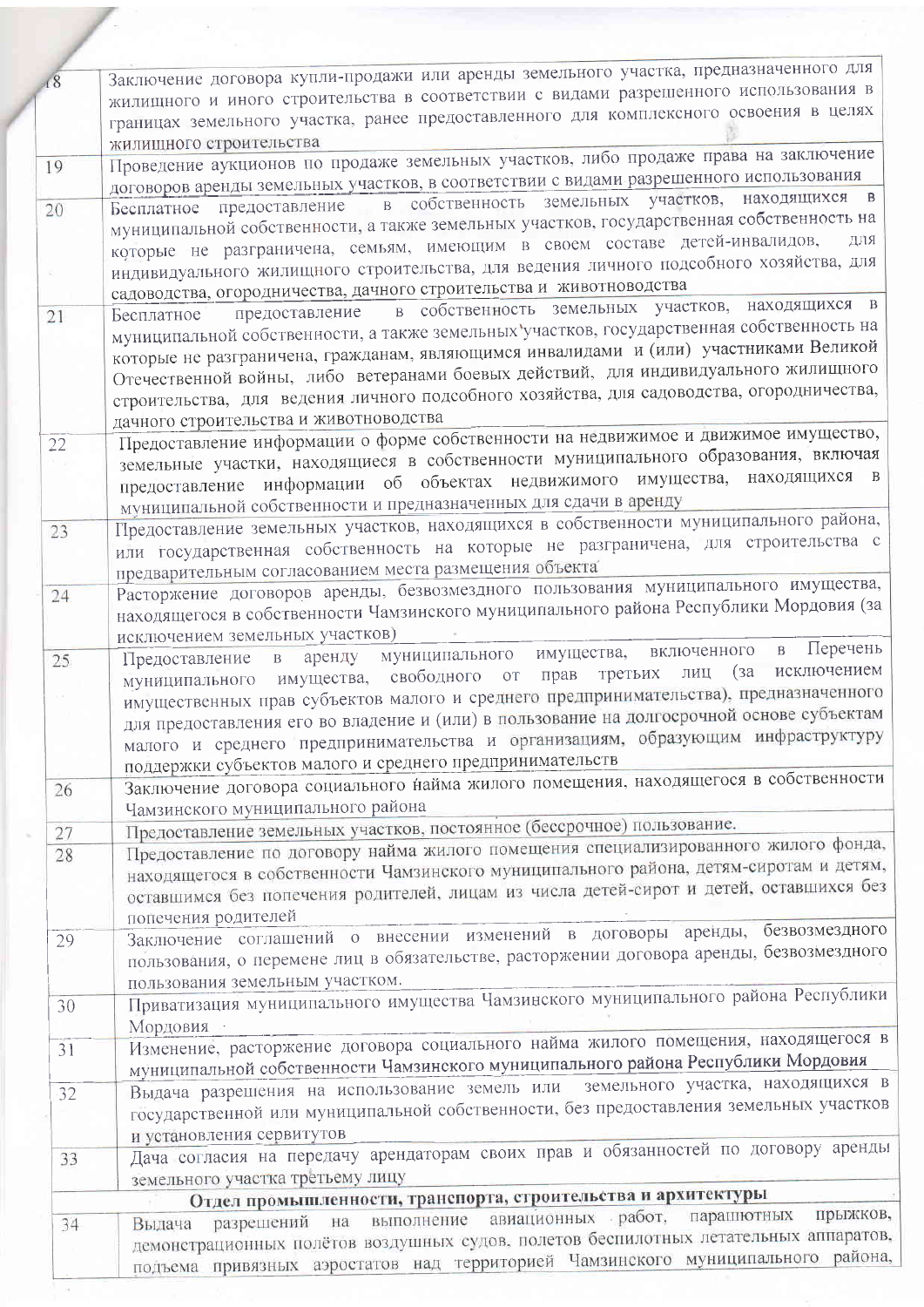| | |
|---|---|
| 18 | Заключение договора купли-продажи или аренды земельного участка, предназначенного для жилищного и иного строительства в соответствии с видами разрешенного использования в границах земельного участка, ранее предоставленного для комплексного освоения в целях жилищного строительства |
| 19 | Проведение аукционов по продаже земельных участков, либо продаже права на заключение договоров аренды земельных участков, в соответствии с видами разрешенного использования |
| 20 | Бесплатное предоставление в собственность земельных участков, находящихся в муниципальной собственности, а также земельных участков, государственная собственность на которые не разграничена, семьям, имеющим в своем составе детей-инвалидов, для индивидуального жилищного строительства, для ведения личного подсобного хозяйства, для садоводства, огородничества, дачного строительства и животноводства |
| 21 | Бесплатное предоставление в собственность земельных участков, находящихся в муниципальной собственности, а также земельных участков, государственная собственность на которые не разграничена, гражданам, являющимся инвалидами и (или) участниками Великой Отечественной войны, либо ветеранами боевых действий, для индивидуального жилищного строительства, для ведения личного подсобного хозяйства, для садоводства, огородничества, дачного строительства и животноводства |
| 22 | Предоставление информации о форме собственности на недвижимое и движимое имущество, земельные участки, находящиеся в собственности муниципального образования, включая предоставление информации об объектах недвижимого имущества, находящихся в муниципальной собственности и предназначенных для сдачи в аренду |
| 23 | Предоставление земельных участков, находящихся в собственности муниципального района, или государственная собственность на которые не разграничена, для строительства с предварительным согласованием места размещения объекта |
| 24 | Расторжение договоров аренды, безвозмездного пользования муниципального имущества, находящегося в собственности Чамзинского муниципального района Республики Мордовия (за исключением земельных участков) |
| 25 | Предоставление в аренду муниципального имущества, включенного в Перечень муниципального имущества, свободного от прав третьих лиц (за исключением имущественных прав субъектов малого и среднего предпринимательства), предназначенного для предоставления его во владение и (или) в пользование на долгосрочной основе субъектам малого и среднего предпринимательства и организациям, образующим инфраструктуру поддержки субъектов малого и среднего предпринимательств |
| 26 | Заключение договора социального найма жилого помещения, находящегося в собственности Чамзинского муниципального района |
| 27 | Предоставление земельных участков, постоянное (бессрочное) пользование. |
| 28 | Предоставление по договору найма жилого помещения специализированного жилого фонда, находящегося в собственности Чамзинского муниципального района, детям-сиротам и детям, оставшимся без попечения родителей, лицам из числа детей-сирот и детей, оставшихся без попечения родителей |
| 29 | Заключение соглашений о внесении изменений в договоры аренды, безвозмездного пользования, о перемене лиц в обязательстве, расторжении договора аренды, безвозмездного пользования земельным участком. |
| 30 | Приватизация муниципального имущества Чамзинского муниципального района Республики Мордовия |
| 31 | Изменение, расторжение договора социального найма жилого помещения, находящегося в муниципальной собственности Чамзинского муниципального района Республики Мордовия |
| 32 | Выдача разрешения на использование земель или земельного участка, находящихся в государственной или муниципальной собственности, без предоставления земельных участков и установления сервитутов |
| 33 | Дача согласия на передачу арендаторам своих прав и обязанностей по договору аренды земельного участка третьему лицу |
| | **Отдел промышленности, транспорта, строительства и архитектуры** |
| 34 | Выдача разрешений на выполнение авиационных работ, парашютных прыжков, демонстрационных полётов воздушных судов, полетов беспилотных летательных аппаратов, подъема привязных аэростатов над территорией Чамзинского муниципального района, |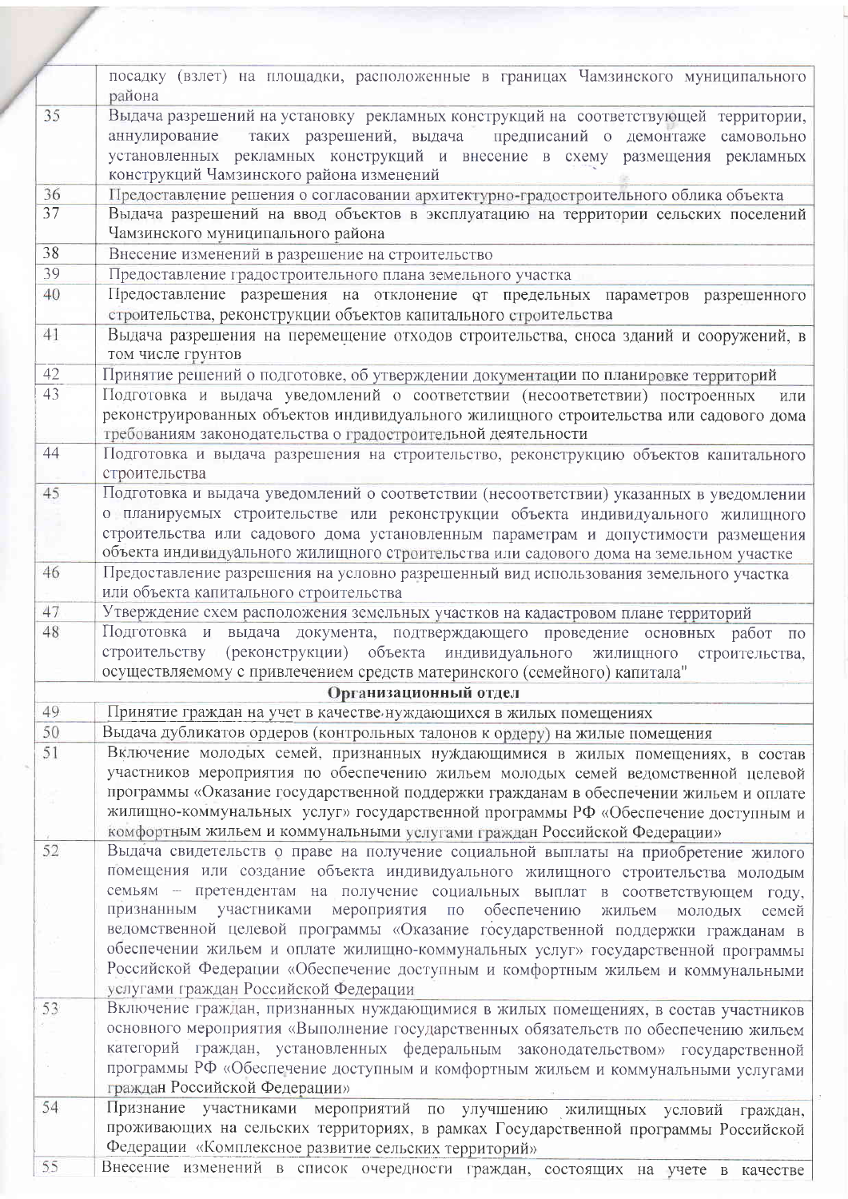| | |
|---|---|
| | посадку (взлет) на площадки, расположенные в границах Чамзинского муниципального района |
| 35 | Выдача разрешений на установку рекламных конструкций на соответствующей территории, аннулирование таких разрешений, выдача предписаний о демонтаже самовольно установленных рекламных конструкций и внесение в схему размещения рекламных конструкций Чамзинского района изменений |
| 36 | Предоставление решения о согласовании архитектурно-градостроительного облика объекта |
| 37 | Выдача разрешений на ввод объектов в эксплуатацию на территории сельских поселений Чамзинского муниципального района |
| 38 | Внесение изменений в разрешение на строительство |
| 39 | Предоставление градостроительного плана земельного участка |
| 40 | Предоставление разрешения на отклонение от предельных параметров разрешенного строительства, реконструкции объектов капитального строительства |
| 41 | Выдача разрешения на перемещение отходов строительства, сноса зданий и сооружений, в том числе грунтов |
| 42 | Принятие решений о подготовке, об утверждении документации по планировке территорий |
| 43 | Подготовка и выдача уведомлений о соответствии (несоответствии) построенных или реконструированных объектов индивидуального жилищного строительства или садового дома требованиям законодательства о градостроительной деятельности |
| 44 | Подготовка и выдача разрешения на строительство, реконструкцию объектов капитального строительства |
| 45 | Подготовка и выдача уведомлений о соответствии (несоответствии) указанных в уведомлении о планируемых строительстве или реконструкции объекта индивидуального жилищного строительства или садового дома установленным параметрам и допустимости размещения объекта индивидуального жилищного строительства или садового дома на земельном участке |
| 46 | Предоставление разрешения на условно разрешенный вид использования земельного участка или объекта капитального строительства |
| 47 | Утверждение схем расположения земельных участков на кадастровом плане территорий |
| 48 | Подготовка и выдача документа, подтверждающего проведение основных работ по строительству (реконструкции) объекта индивидуального жилищного строительства, осуществляемому с привлечением средств материнского (семейного) капитала" |
| | **Организационный отдел** |
| 49 | Принятие граждан на учет в качестве нуждающихся в жилых помещениях |
| 50 | Выдача дубликатов ордеров (контрольных талонов к ордеру) на жилые помещения |
| 51 | Включение молодых семей, признанных нуждающимися в жилых помещениях, в состав участников мероприятия по обеспечению жильем молодых семей ведомственной целевой программы «Оказание государственной поддержки гражданам в обеспечении жильем и оплате жилищно-коммунальных услуг» государственной программы РФ «Обеспечение доступным и комфортным жильем и коммунальными услугами граждан Российской Федерации» |
| 52 | Выдача свидетельств о праве на получение социальной выплаты на приобретение жилого помещения или создание объекта индивидуального жилищного строительства молодым семьям – претендентам на получение социальных выплат в соответствующем году, признанным участниками мероприятия по обеспечению жильем молодых семей ведомственной целевой программы «Оказание государственной поддержки гражданам в обеспечении жильем и оплате жилищно-коммунальных услуг» государственной программы Российской Федерации «Обеспечение доступным и комфортным жильем и коммунальными услугами граждан Российской Федерации |
| 53 | Включение граждан, признанных нуждающимися в жилых помещениях, в состав участников основного мероприятия «Выполнение государственных обязательств по обеспечению жильем категорий граждан, установленных федеральным законодательством» государственной программы РФ «Обеспечение доступным и комфортным жильем и коммунальными услугами граждан Российской Федерации» |
| 54 | Признание участниками мероприятий по улучшению жилищных условий граждан, проживающих на сельских территориях, в рамках Государственной программы Российской Федерации «Комплексное развитие сельских территорий» |
| 55 | Внесение изменений в список очередности граждан, состоящих на учете в качестве |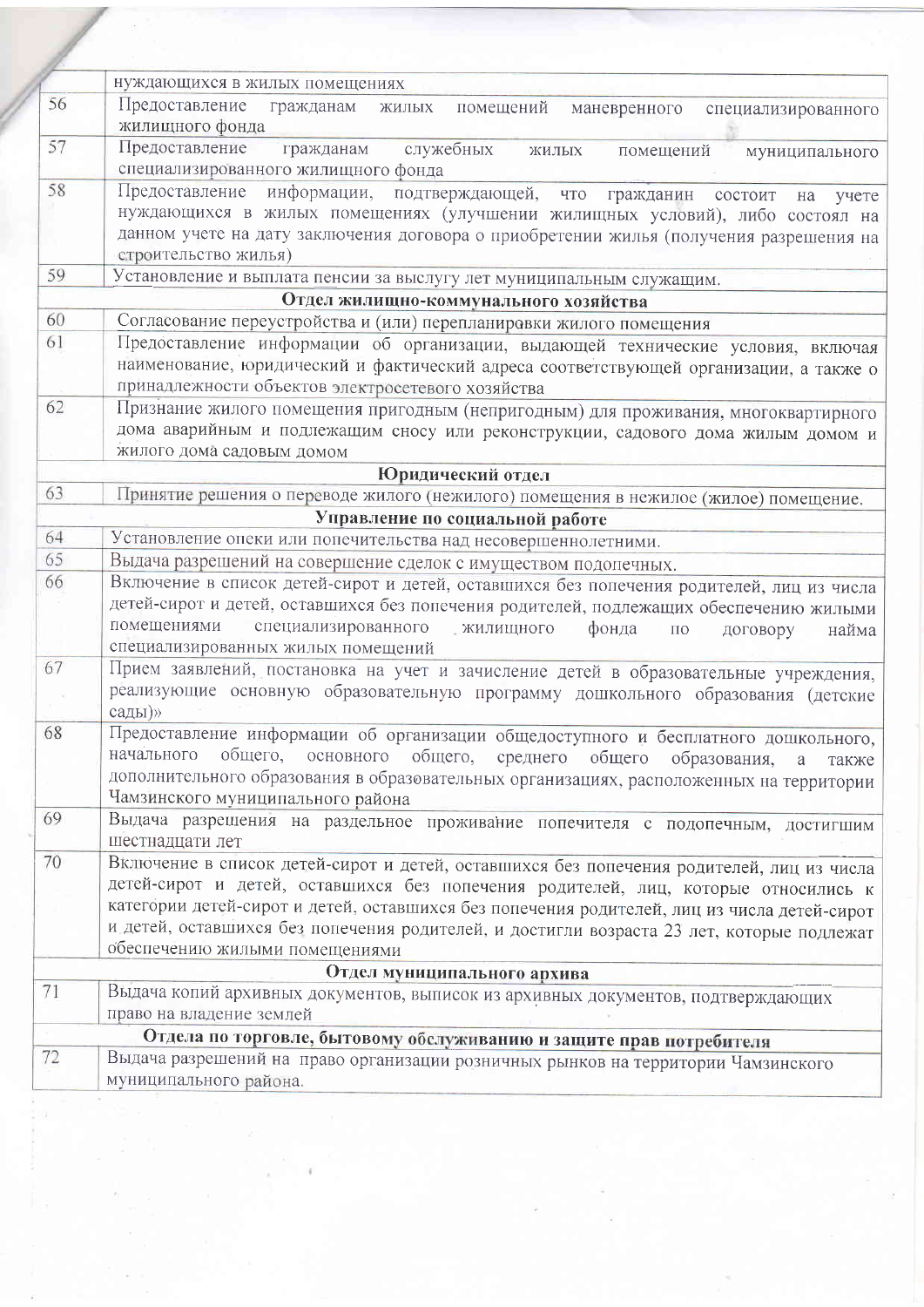| | |
|---|---|
| | нуждающихся в жилых помещениях |
| 56 | Предоставление гражданам жилых помещений маневренного специализированного жилищного фонда |
| 57 | Предоставление гражданам служебных жилых помещений муниципального специализированного жилищного фонда |
| 58 | Предоставление информации, подтверждающей, что гражданин состоит на учете нуждающихся в жилых помещениях (улучшении жилищных условий), либо состоял на данном учете на дату заключения договора о приобретении жилья (получения разрешения на строительство жилья) |
| 59 | Установление и выплата пенсии за выслугу лет муниципальным служащим. |
| **Отдел жилищно-коммунального хозяйства** | |
| 60 | Согласование переустройства и (или) перепланировки жилого помещения |
| 61 | Предоставление информации об организации, выдающей технические условия, включая наименование, юридический и фактический адреса соответствующей организации, а также о принадлежности объектов электросетевого хозяйства |
| 62 | Признание жилого помещения пригодным (непригодным) для проживания, многоквартирного дома аварийным и подлежащим сносу или реконструкции, садового дома жилым домом и жилого дома садовым домом |
| **Юридический отдел** | |
| 63 | Принятие решения о переводе жилого (нежилого) помещения в нежилое (жилое) помещение. |
| **Управление по социальной работе** | |
| 64 | Установление опеки или попечительства над несовершеннолетними. |
| 65 | Выдача разрешений на совершение сделок с имуществом подопечных. |
| 66 | Включение в список детей-сирот и детей, оставшихся без попечения родителей, лиц из числа детей-сирот и детей, оставшихся без попечения родителей, подлежащих обеспечению жилыми помещениями специализированного жилищного фонда по договору найма специализированных жилых помещений |
| 67 | Прием заявлений, постановка на учет и зачисление детей в образовательные учреждения, реализующие основную образовательную программу дошкольного образования (детские сады)» |
| 68 | Предоставление информации об организации общедоступного и бесплатного дошкольного, начального общего, основного общего, среднего общего образования, а также дополнительного образования в образовательных организациях, расположенных на территории Чамзинского муниципального района |
| 69 | Выдача разрешения на раздельное проживание попечителя с подопечным, достигшим шестнадцати лет |
| 70 | Включение в список детей-сирот и детей, оставшихся без попечения родителей, лиц из числа детей-сирот и детей, оставшихся без попечения родителей, лиц, которые относились к категории детей-сирот и детей, оставшихся без попечения родителей, лиц из числа детей-сирот и детей, оставшихся без попечения родителей, и достигли возраста 23 лет, которые подлежат обеспечению жилыми помещениями |
| **Отдел муниципального архива** | |
| 71 | Выдача копий архивных документов, выписок из архивных документов, подтверждающих право на владение землей |
| **Отдела по торговле, бытовому обслуживанию и защите прав потребителя** | |
| 72 | Выдача разрешений на право организации розничных рынков на территории Чамзинского муниципального района. |